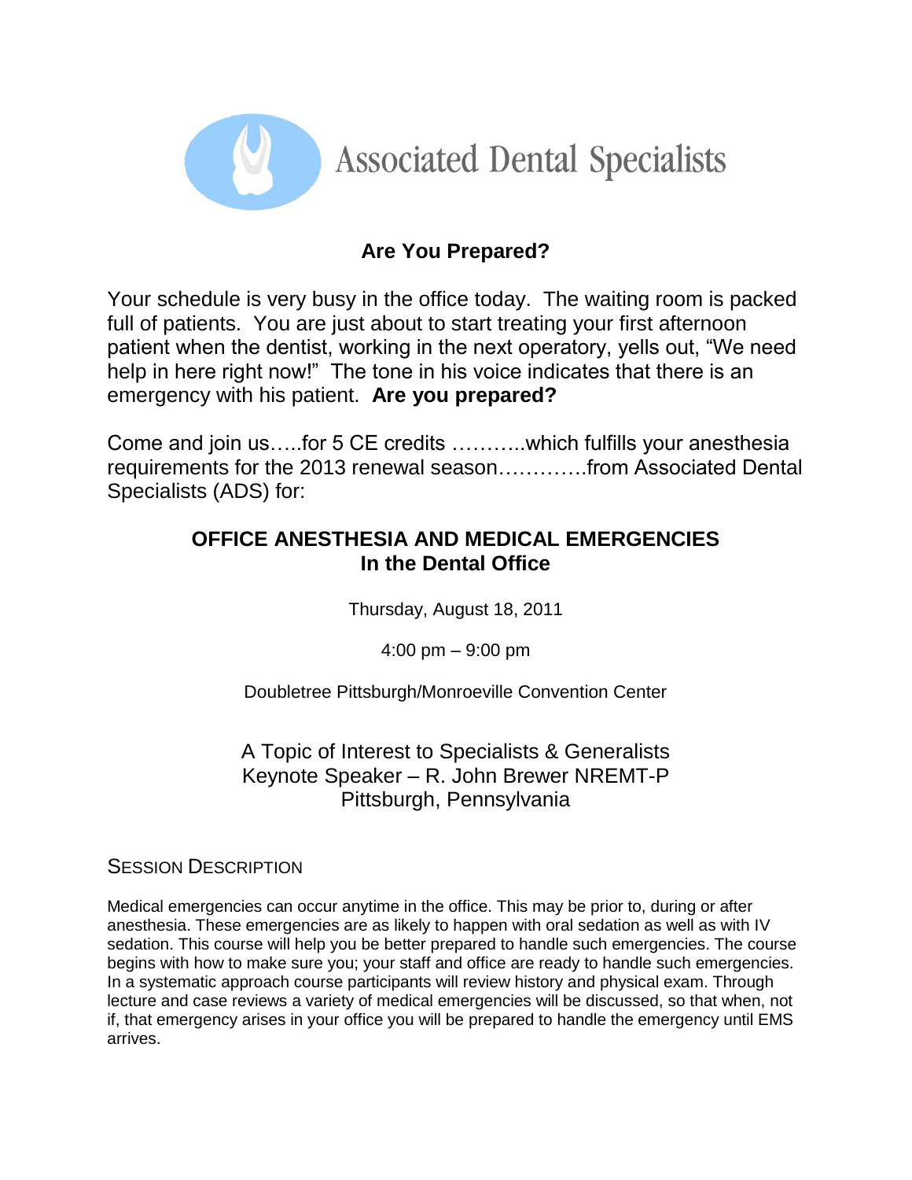Associated Dental Specialists

## Are You Prepared?

Your schedule is very busy in the office today. The waiting room is packed full of patients. You are just about to start treating your first afternoon patient when the dentist, working in the next operatory, yells out, “We need help in here right now!” The tone in his voice indicates that there is an emergency with his patient. **Are you prepared?**

Come and join us…..for 5 CE credits ………..which fulfills your anesthesia requirements for the 2013 renewal season………….from Associated Dental Specialists (ADS) for:

## OFFICE ANESTHESIA AND MEDICAL EMERGENCIES In the Dental Office

Thursday, August 18, 2011

4:00 pm – 9:00 pm

Doubletree Pittsburgh/Monroeville Convention Center

A Topic of Interest to Specialists & Generalists
Keynote Speaker – R. John Brewer NREMT-P
Pittsburgh, Pennsylvania

### Session Description

Medical emergencies can occur anytime in the office. This may be prior to, during or after anesthesia. These emergencies are as likely to happen with oral sedation as well as with IV sedation. This course will help you be better prepared to handle such emergencies. The course begins with how to make sure you; your staff and office are ready to handle such emergencies. In a systematic approach course participants will review history and physical exam. Through lecture and case reviews a variety of medical emergencies will be discussed, so that when, not if, that emergency arises in your office you will be prepared to handle the emergency until EMS arrives.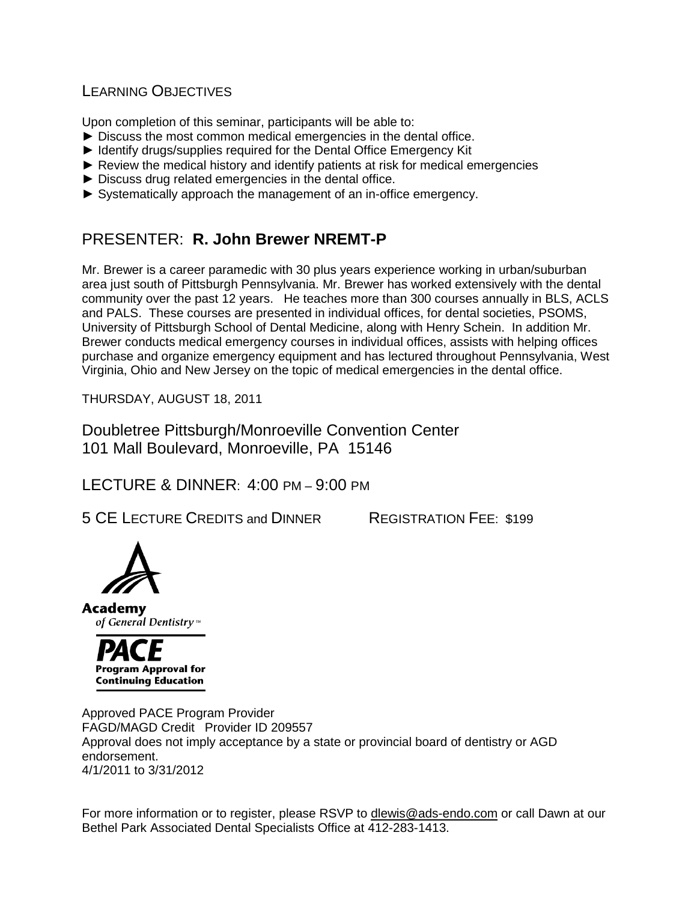## Learning Objectives

Upon completion of this seminar, participants will be able to:

- ► Discuss the most common medical emergencies in the dental office.
- ► Identify drugs/supplies required for the Dental Office Emergency Kit
- ► Review the medical history and identify patients at risk for medical emergencies
- ► Discuss drug related emergencies in the dental office.
- ► Systematically approach the management of an in-office emergency.

## PRESENTER: **R. John Brewer NREMT-P**

Mr. Brewer is a career paramedic with 30 plus years experience working in urban/suburban area just south of Pittsburgh Pennsylvania. Mr. Brewer has worked extensively with the dental community over the past 12 years. He teaches more than 300 courses annually in BLS, ACLS and PALS. These courses are presented in individual offices, for dental societies, PSOMS, University of Pittsburgh School of Dental Medicine, along with Henry Schein. In addition Mr. Brewer conducts medical emergency courses in individual offices, assists with helping offices purchase and organize emergency equipment and has lectured throughout Pennsylvania, West Virginia, Ohio and New Jersey on the topic of medical emergencies in the dental office.

THURSDAY, AUGUST 18, 2011

Doubletree Pittsburgh/Monroeville Convention Center
101 Mall Boulevard, Monroeville, PA 15146

LECTURE & DINNER: 4:00 PM – 9:00 PM

5 CE LECTURE CREDITS and DINNER    REGISTRATION FEE: $199

Academy of General Dentistry™

PACE Program Approval for Continuing Education

Approved PACE Program Provider
FAGD/MAGD Credit Provider ID 209557
Approval does not imply acceptance by a state or provincial board of dentistry or AGD endorsement.
4/1/2011 to 3/31/2012

For more information or to register, please RSVP to dlewis@ads-endo.com or call Dawn at our Bethel Park Associated Dental Specialists Office at 412-283-1413.